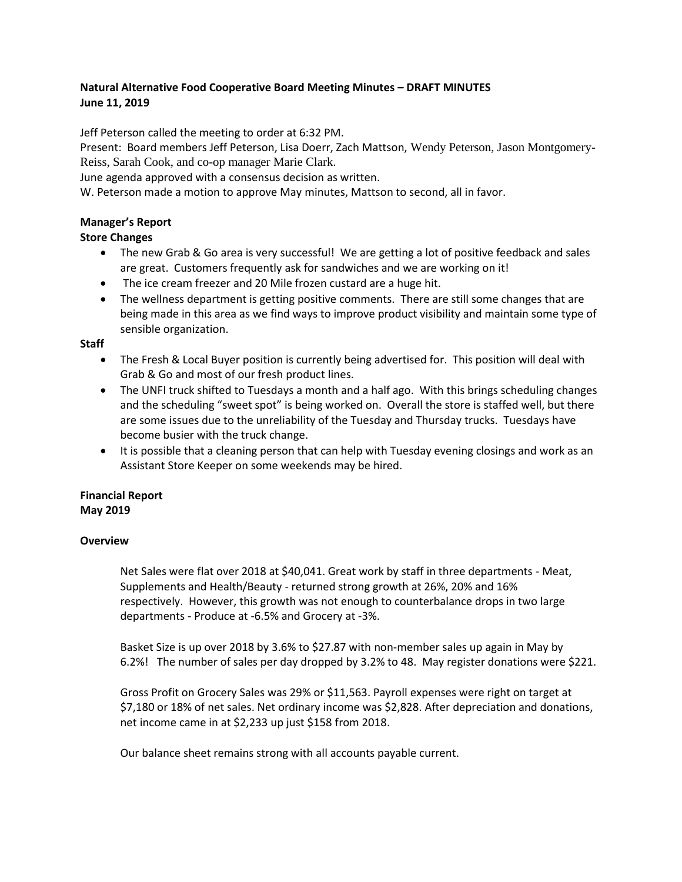**Natural Alternative Food Cooperative Board Meeting Minutes – DRAFT MINUTES**
**June 11, 2019**

Jeff Peterson called the meeting to order at 6:32 PM.
Present: Board members Jeff Peterson, Lisa Doerr, Zach Mattson, Wendy Peterson, Jason Montgomery-Reiss, Sarah Cook, and co-op manager Marie Clark.
June agenda approved with a consensus decision as written.
W. Peterson made a motion to approve May minutes, Mattson to second, all in favor.

**Manager's Report**

**Store Changes**

- The new Grab & Go area is very successful! We are getting a lot of positive feedback and sales are great. Customers frequently ask for sandwiches and we are working on it!
- The ice cream freezer and 20 Mile frozen custard are a huge hit.
- The wellness department is getting positive comments. There are still some changes that are being made in this area as we find ways to improve product visibility and maintain some type of sensible organization.

**Staff**

- The Fresh & Local Buyer position is currently being advertised for. This position will deal with Grab & Go and most of our fresh product lines.
- The UNFI truck shifted to Tuesdays a month and a half ago. With this brings scheduling changes and the scheduling "sweet spot" is being worked on. Overall the store is staffed well, but there are some issues due to the unreliability of the Tuesday and Thursday trucks. Tuesdays have become busier with the truck change.
- It is possible that a cleaning person that can help with Tuesday evening closings and work as an Assistant Store Keeper on some weekends may be hired.

**Financial Report**
**May 2019**

**Overview**

Net Sales were flat over 2018 at $40,041. Great work by staff in three departments - Meat, Supplements and Health/Beauty - returned strong growth at 26%, 20% and 16% respectively. However, this growth was not enough to counterbalance drops in two large departments - Produce at -6.5% and Grocery at -3%.

Basket Size is up over 2018 by 3.6% to $27.87 with non-member sales up again in May by 6.2%! The number of sales per day dropped by 3.2% to 48. May register donations were $221.

Gross Profit on Grocery Sales was 29% or $11,563. Payroll expenses were right on target at $7,180 or 18% of net sales. Net ordinary income was $2,828. After depreciation and donations, net income came in at $2,233 up just $158 from 2018.

Our balance sheet remains strong with all accounts payable current.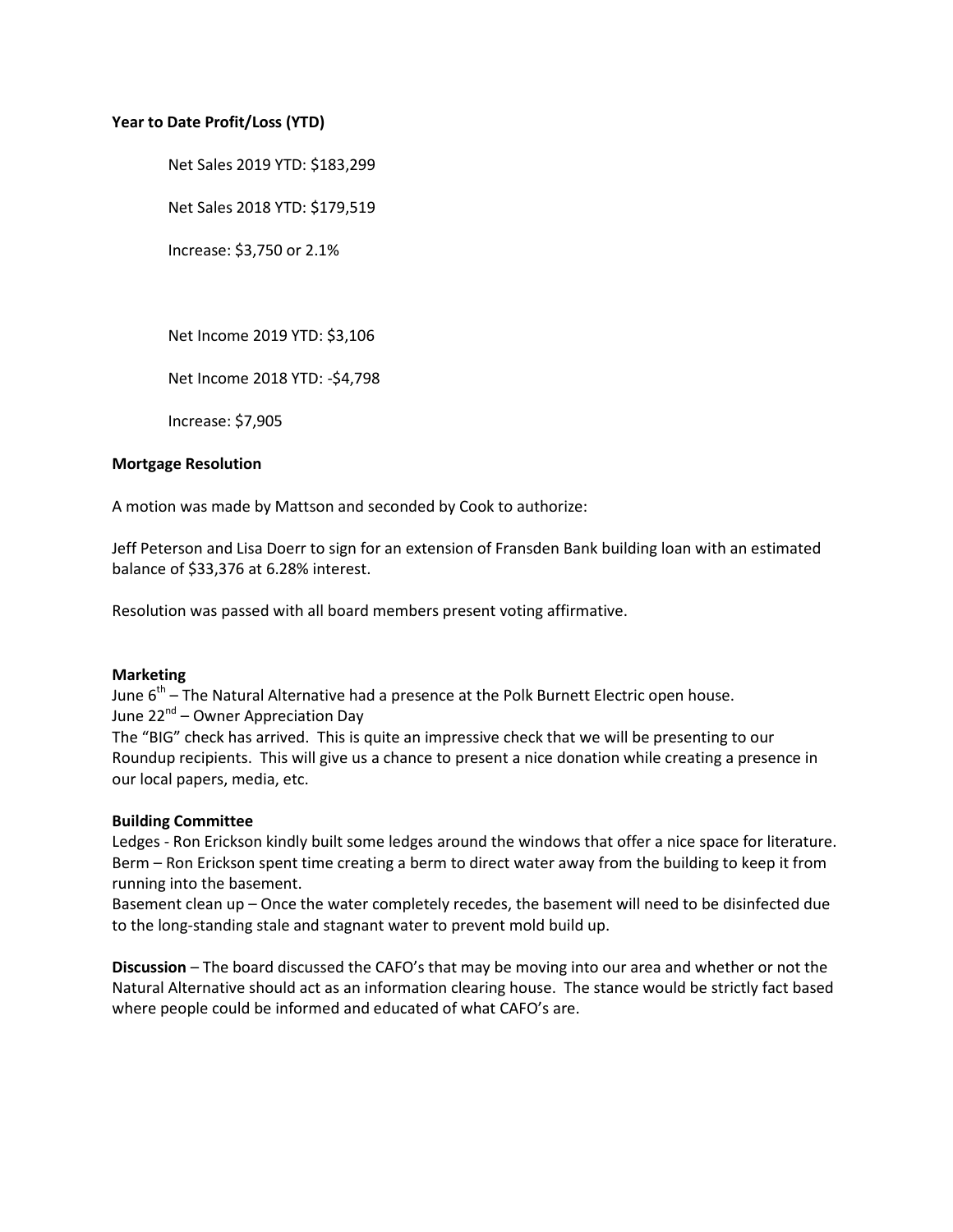**Year to Date Profit/Loss (YTD)**

Net Sales 2019 YTD: $183,299

Net Sales 2018 YTD: $179,519

Increase: $3,750 or 2.1%

Net Income 2019 YTD: $3,106

Net Income 2018 YTD: -$4,798

Increase: $7,905

**Mortgage Resolution**

A motion was made by Mattson and seconded by Cook to authorize:

Jeff Peterson and Lisa Doerr to sign for an extension of Fransden Bank building loan with an estimated balance of $33,376 at 6.28% interest.

Resolution was passed with all board members present voting affirmative.

**Marketing**

June 6th – The Natural Alternative had a presence at the Polk Burnett Electric open house.
June 22nd – Owner Appreciation Day
The "BIG" check has arrived. This is quite an impressive check that we will be presenting to our Roundup recipients. This will give us a chance to present a nice donation while creating a presence in our local papers, media, etc.

**Building Committee**

Ledges - Ron Erickson kindly built some ledges around the windows that offer a nice space for literature.
Berm – Ron Erickson spent time creating a berm to direct water away from the building to keep it from running into the basement.
Basement clean up – Once the water completely recedes, the basement will need to be disinfected due to the long-standing stale and stagnant water to prevent mold build up.

**Discussion** – The board discussed the CAFO's that may be moving into our area and whether or not the Natural Alternative should act as an information clearing house. The stance would be strictly fact based where people could be informed and educated of what CAFO's are.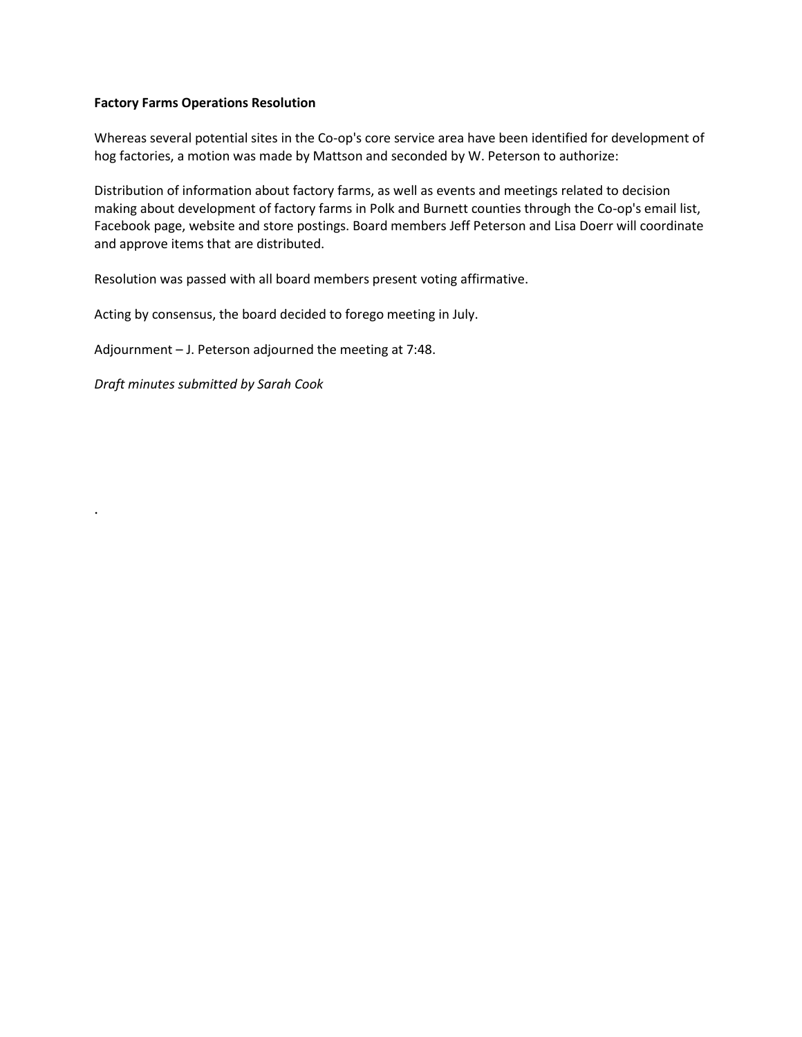**Factory Farms Operations Resolution**

Whereas several potential sites in the Co-op's core service area have been identified for development of hog factories, a motion was made by Mattson and seconded by W. Peterson to authorize:

Distribution of information about factory farms, as well as events and meetings related to decision making about development of factory farms in Polk and Burnett counties through the Co-op's email list, Facebook page, website and store postings. Board members Jeff Peterson and Lisa Doerr will coordinate and approve items that are distributed.

Resolution was passed with all board members present voting affirmative.

Acting by consensus, the board decided to forego meeting in July.

Adjournment – J. Peterson adjourned the meeting at 7:48.

*Draft minutes submitted by Sarah Cook*

.